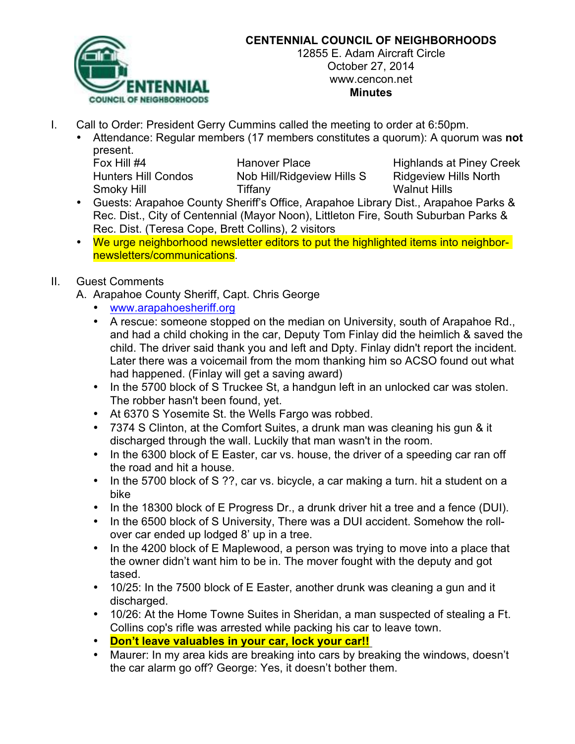**CENTENNIAL COUNCIL OF NEIGHBORHOODS**
12855 E. Adam Aircraft Circle
October 27, 2014
www.cencon.net
**Minutes**

I. Call to Order: President Gerry Cummins called the meeting to order at 6:50pm.
   - Attendance: Regular members (17 members constitutes a quorum): A quorum was **not** present.

| | | |
|---|---|---|
| Fox Hill #4 | Hanover Place | Highlands at Piney Creek |
| Hunters Hill Condos | Nob Hill/Ridgeview Hills S | Ridgeview Hills North |
| Smoky Hill | Tiffany | Walnut Hills |

   - Guests: Arapahoe County Sheriff's Office, Arapahoe Library Dist., Arapahoe Parks & Rec. Dist., City of Centennial (Mayor Noon), Littleton Fire, South Suburban Parks & Rec. Dist. (Teresa Cope, Brett Collins), 2 visitors
   - We urge neighborhood newsletter editors to put the highlighted items into neighbor-newsletters/communications.

II. Guest Comments
   A. Arapahoe County Sheriff, Capt. Chris George
   - www.arapahoesheriff.org
   - A rescue: someone stopped on the median on University, south of Arapahoe Rd., and had a child choking in the car, Deputy Tom Finlay did the heimlich & saved the child. The driver said thank you and left and Dpty. Finlay didn't report the incident. Later there was a voicemail from the mom thanking him so ACSO found out what had happened. (Finlay will get a saving award)
   - In the 5700 block of S Truckee St, a handgun left in an unlocked car was stolen. The robber hasn't been found, yet.
   - At 6370 S Yosemite St. the Wells Fargo was robbed.
   - 7374 S Clinton, at the Comfort Suites, a drunk man was cleaning his gun & it discharged through the wall. Luckily that man wasn't in the room.
   - In the 6300 block of E Easter, car vs. house, the driver of a speeding car ran off the road and hit a house.
   - In the 5700 block of S ??, car vs. bicycle, a car making a turn. hit a student on a bike
   - In the 18300 block of E Progress Dr., a drunk driver hit a tree and a fence (DUI).
   - In the 6500 block of S University, There was a DUI accident. Somehow the roll-over car ended up lodged 8' up in a tree.
   - In the 4200 block of E Maplewood, a person was trying to move into a place that the owner didn't want him to be in. The mover fought with the deputy and got tased.
   - 10/25: In the 7500 block of E Easter, another drunk was cleaning a gun and it discharged.
   - 10/26: At the Home Towne Suites in Sheridan, a man suspected of stealing a Ft. Collins cop's rifle was arrested while packing his car to leave town.
   - **Don't leave valuables in your car, lock your car!!**
   - Maurer: In my area kids are breaking into cars by breaking the windows, doesn't the car alarm go off? George: Yes, it doesn't bother them.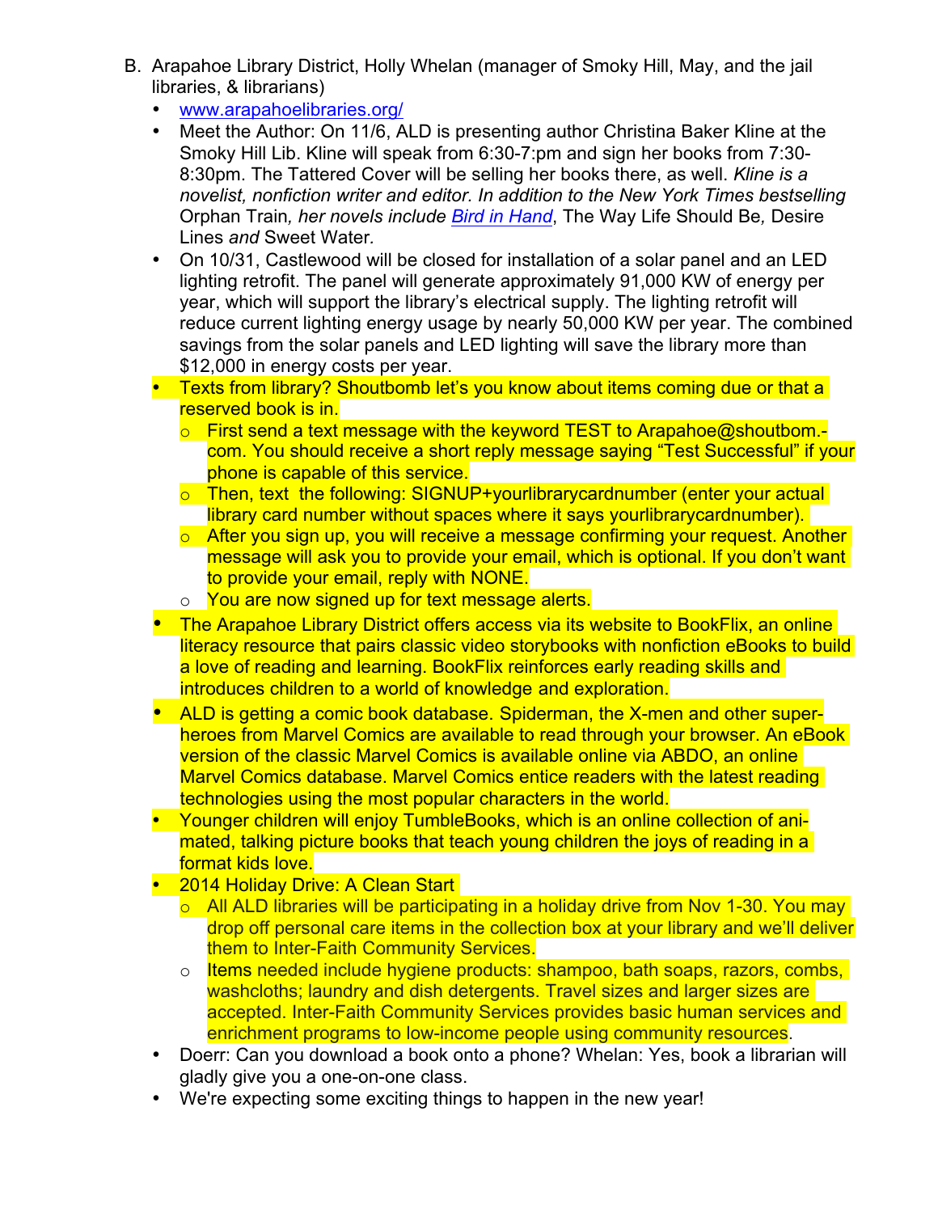B. Arapahoe Library District, Holly Whelan (manager of Smoky Hill, May, and the jail libraries, & librarians)

- www.arapahoelibraries.org/
- Meet the Author: On 11/6, ALD is presenting author Christina Baker Kline at the Smoky Hill Lib. Kline will speak from 6:30-7:pm and sign her books from 7:30-8:30pm. The Tattered Cover will be selling her books there, as well. *Kline is a novelist, nonfiction writer and editor. In addition to the New York Times bestselling* Orphan Train*, her novels include* *Bird in Hand*, The Way Life Should Be*,* Desire Lines *and* Sweet Water.
- On 10/31, Castlewood will be closed for installation of a solar panel and an LED lighting retrofit. The panel will generate approximately 91,000 KW of energy per year, which will support the library's electrical supply. The lighting retrofit will reduce current lighting energy usage by nearly 50,000 KW per year. The combined savings from the solar panels and LED lighting will save the library more than $12,000 in energy costs per year.
- Texts from library? Shoutbomb let's you know about items coming due or that a reserved book is in.
  - First send a text message with the keyword TEST to Arapahoe@shoutbom.-com. You should receive a short reply message saying "Test Successful" if your phone is capable of this service.
  - Then, text the following: SIGNUP+yourlibrarycardnumber (enter your actual library card number without spaces where it says yourlibrarycardnumber).
  - After you sign up, you will receive a message confirming your request. Another message will ask you to provide your email, which is optional. If you don't want to provide your email, reply with NONE.
  - You are now signed up for text message alerts.
- The Arapahoe Library District offers access via its website to BookFlix, an online literacy resource that pairs classic video storybooks with nonfiction eBooks to build a love of reading and learning. BookFlix reinforces early reading skills and introduces children to a world of knowledge and exploration.
- ALD is getting a comic book database. Spiderman, the X-men and other super-heroes from Marvel Comics are available to read through your browser. An eBook version of the classic Marvel Comics is available online via ABDO, an online Marvel Comics database. Marvel Comics entice readers with the latest reading technologies using the most popular characters in the world.
- Younger children will enjoy TumbleBooks, which is an online collection of ani-mated, talking picture books that teach young children the joys of reading in a format kids love.
- 2014 Holiday Drive: A Clean Start
  - All ALD libraries will be participating in a holiday drive from Nov 1-30. You may drop off personal care items in the collection box at your library and we'll deliver them to Inter-Faith Community Services.
  - Items needed include hygiene products: shampoo, bath soaps, razors, combs, washcloths; laundry and dish detergents. Travel sizes and larger sizes are accepted. Inter-Faith Community Services provides basic human services and enrichment programs to low-income people using community resources.
- Doerr: Can you download a book onto a phone? Whelan: Yes, book a librarian will gladly give you a one-on-one class.
- We're expecting some exciting things to happen in the new year!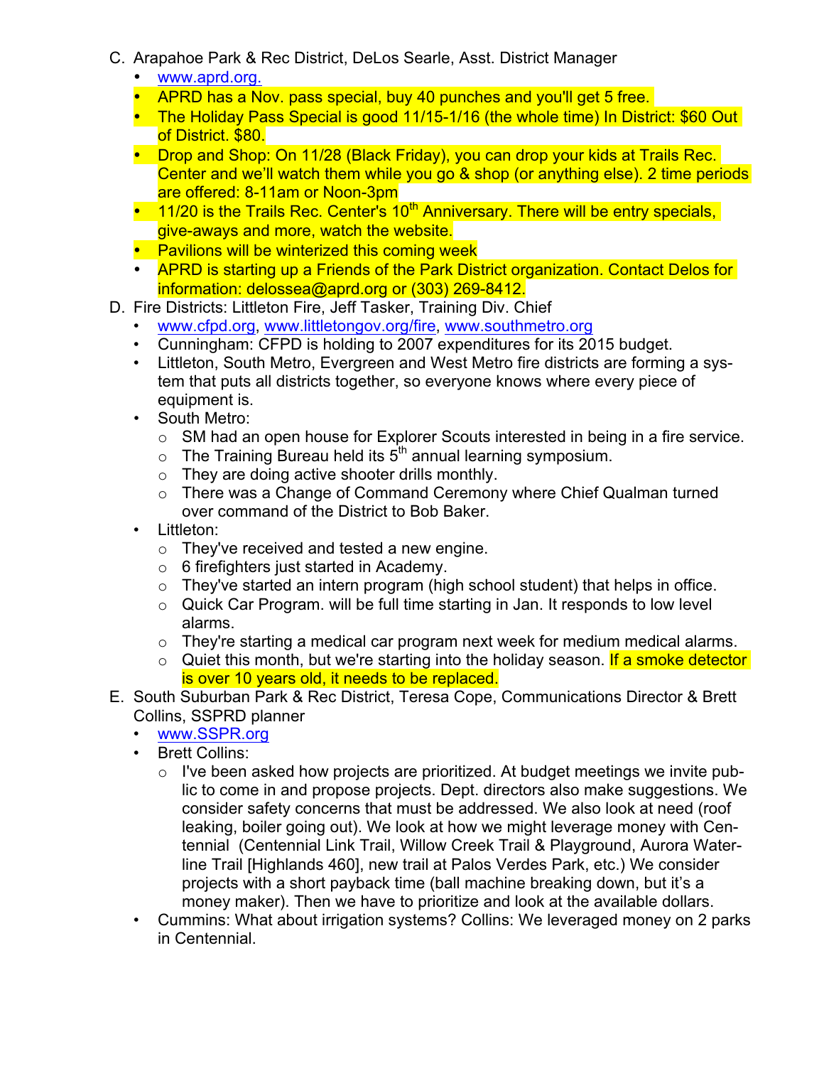C. Arapahoe Park & Rec District, DeLos Searle, Asst. District Manager
   - www.aprd.org.
   - APRD has a Nov. pass special, buy 40 punches and you'll get 5 free.
   - The Holiday Pass Special is good 11/15-1/16 (the whole time) In District: $60 Out of District. $80.
   - Drop and Shop: On 11/28 (Black Friday), you can drop your kids at Trails Rec. Center and we'll watch them while you go & shop (or anything else). 2 time periods are offered: 8-11am or Noon-3pm
   - 11/20 is the Trails Rec. Center's 10th Anniversary. There will be entry specials, give-aways and more, watch the website.
   - Pavilions will be winterized this coming week
   - APRD is starting up a Friends of the Park District organization. Contact Delos for information: delossea@aprd.org or (303) 269-8412.

D. Fire Districts: Littleton Fire, Jeff Tasker, Training Div. Chief
   - www.cfpd.org, www.littletongov.org/fire, www.southmetro.org
   - Cunningham: CFPD is holding to 2007 expenditures for its 2015 budget.
   - Littleton, South Metro, Evergreen and West Metro fire districts are forming a system that puts all districts together, so everyone knows where every piece of equipment is.
   - South Metro:
     - SM had an open house for Explorer Scouts interested in being in a fire service.
     - The Training Bureau held its 5th annual learning symposium.
     - They are doing active shooter drills monthly.
     - There was a Change of Command Ceremony where Chief Qualman turned over command of the District to Bob Baker.
   - Littleton:
     - They've received and tested a new engine.
     - 6 firefighters just started in Academy.
     - They've started an intern program (high school student) that helps in office.
     - Quick Car Program. will be full time starting in Jan. It responds to low level alarms.
     - They're starting a medical car program next week for medium medical alarms.
     - Quiet this month, but we're starting into the holiday season. If a smoke detector is over 10 years old, it needs to be replaced.

E. South Suburban Park & Rec District, Teresa Cope, Communications Director & Brett Collins, SSPRD planner
   - www.SSPR.org
   - Brett Collins:
     - I've been asked how projects are prioritized. At budget meetings we invite public to come in and propose projects. Dept. directors also make suggestions. We consider safety concerns that must be addressed. We also look at need (roof leaking, boiler going out). We look at how we might leverage money with Centennial (Centennial Link Trail, Willow Creek Trail & Playground, Aurora Waterline Trail [Highlands 460], new trail at Palos Verdes Park, etc.) We consider projects with a short payback time (ball machine breaking down, but it's a money maker). Then we have to prioritize and look at the available dollars.
   - Cummins: What about irrigation systems? Collins: We leveraged money on 2 parks in Centennial.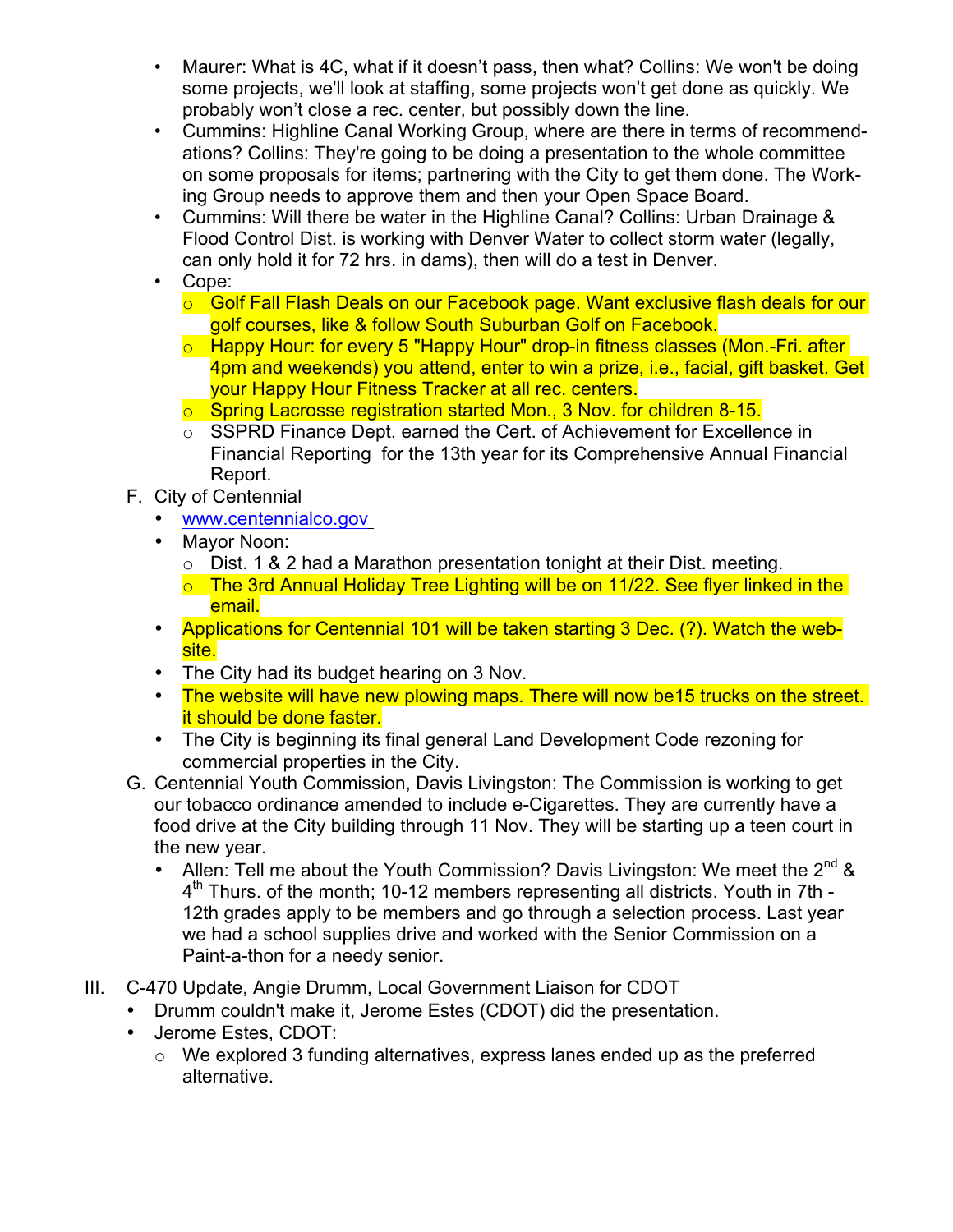- Maurer: What is 4C, what if it doesn't pass, then what? Collins: We won't be doing some projects, we'll look at staffing, some projects won't get done as quickly. We probably won't close a rec. center, but possibly down the line.
- Cummins: Highline Canal Working Group, where are there in terms of recommendations? Collins: They're going to be doing a presentation to the whole committee on some proposals for items; partnering with the City to get them done. The Working Group needs to approve them and then your Open Space Board.
- Cummins: Will there be water in the Highline Canal? Collins: Urban Drainage & Flood Control Dist. is working with Denver Water to collect storm water (legally, can only hold it for 72 hrs. in dams), then will do a test in Denver.
- Cope:
  - Golf Fall Flash Deals on our Facebook page. Want exclusive flash deals for our golf courses, like & follow South Suburban Golf on Facebook.
  - Happy Hour: for every 5 "Happy Hour" drop-in fitness classes (Mon.-Fri. after 4pm and weekends) you attend, enter to win a prize, i.e., facial, gift basket. Get your Happy Hour Fitness Tracker at all rec. centers.
  - Spring Lacrosse registration started Mon., 3 Nov. for children 8-15.
  - SSPRD Finance Dept. earned the Cert. of Achievement for Excellence in Financial Reporting for the 13th year for its Comprehensive Annual Financial Report.

F. City of Centennial
- www.centennialco.gov
- Mayor Noon:
  - Dist. 1 & 2 had a Marathon presentation tonight at their Dist. meeting.
  - The 3rd Annual Holiday Tree Lighting will be on 11/22. See flyer linked in the email.
- Applications for Centennial 101 will be taken starting 3 Dec. (?). Watch the website.
- The City had its budget hearing on 3 Nov.
- The website will have new plowing maps. There will now be15 trucks on the street. it should be done faster.
- The City is beginning its final general Land Development Code rezoning for commercial properties in the City.

G. Centennial Youth Commission, Davis Livingston: The Commission is working to get our tobacco ordinance amended to include e-Cigarettes. They are currently have a food drive at the City building through 11 Nov. They will be starting up a teen court in the new year.
- Allen: Tell me about the Youth Commission? Davis Livingston: We meet the 2nd & 4th Thurs. of the month; 10-12 members representing all districts. Youth in 7th - 12th grades apply to be members and go through a selection process. Last year we had a school supplies drive and worked with the Senior Commission on a Paint-a-thon for a needy senior.

III. C-470 Update, Angie Drumm, Local Government Liaison for CDOT
- Drumm couldn't make it, Jerome Estes (CDOT) did the presentation.
- Jerome Estes, CDOT:
  - We explored 3 funding alternatives, express lanes ended up as the preferred alternative.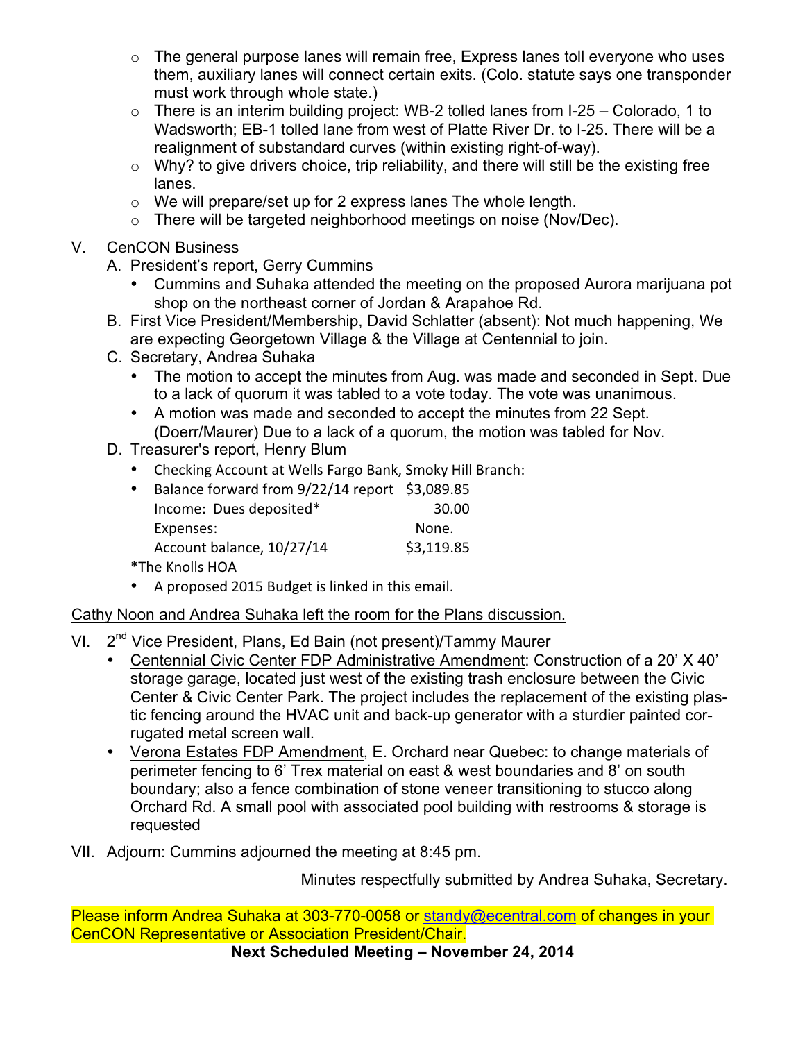- The general purpose lanes will remain free, Express lanes toll everyone who uses them, auxiliary lanes will connect certain exits. (Colo. statute says one transponder must work through whole state.)
- There is an interim building project: WB-2 tolled lanes from I-25 – Colorado, 1 to Wadsworth; EB-1 tolled lane from west of Platte River Dr. to I-25. There will be a realignment of substandard curves (within existing right-of-way).
- Why? to give drivers choice, trip reliability, and there will still be the existing free lanes.
- We will prepare/set up for 2 express lanes The whole length.
- There will be targeted neighborhood meetings on noise (Nov/Dec).

V. CenCON Business

A. President's report, Gerry Cummins

- Cummins and Suhaka attended the meeting on the proposed Aurora marijuana pot shop on the northeast corner of Jordan & Arapahoe Rd.

B. First Vice President/Membership, David Schlatter (absent): Not much happening, We are expecting Georgetown Village & the Village at Centennial to join.

C. Secretary, Andrea Suhaka

- The motion to accept the minutes from Aug. was made and seconded in Sept. Due to a lack of quorum it was tabled to a vote today. The vote was unanimous.
- A motion was made and seconded to accept the minutes from 22 Sept. (Doerr/Maurer) Due to a lack of a quorum, the motion was tabled for Nov.

D. Treasurer's report, Henry Blum

- Checking Account at Wells Fargo Bank, Smoky Hill Branch:
- Balance forward from 9/22/14 report $3,089.85

| | |
|---|---|
| Income: Dues deposited* | 30.00 |
| Expenses: | None. |
| Account balance, 10/27/14 | $3,119.85 |

*The Knolls HOA

- A proposed 2015 Budget is linked in this email.

Cathy Noon and Andrea Suhaka left the room for the Plans discussion.

VI. 2nd Vice President, Plans, Ed Bain (not present)/Tammy Maurer

- Centennial Civic Center FDP Administrative Amendment: Construction of a 20' X 40' storage garage, located just west of the existing trash enclosure between the Civic Center & Civic Center Park. The project includes the replacement of the existing plastic fencing around the HVAC unit and back-up generator with a sturdier painted corrugated metal screen wall.
- Verona Estates FDP Amendment, E. Orchard near Quebec: to change materials of perimeter fencing to 6' Trex material on east & west boundaries and 8' on south boundary; also a fence combination of stone veneer transitioning to stucco along Orchard Rd. A small pool with associated pool building with restrooms & storage is requested

VII. Adjourn: Cummins adjourned the meeting at 8:45 pm.

Minutes respectfully submitted by Andrea Suhaka, Secretary.

Please inform Andrea Suhaka at 303-770-0058 or standy@ecentral.com of changes in your CenCON Representative or Association President/Chair.

**Next Scheduled Meeting – November 24, 2014**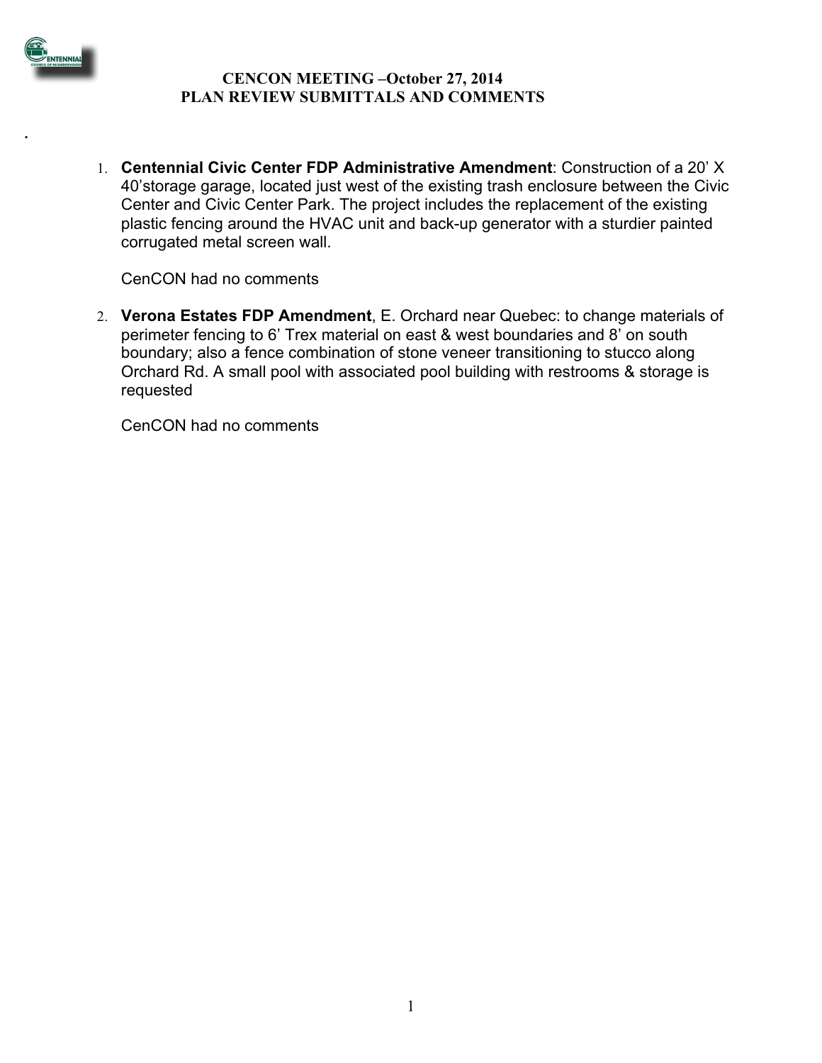# CENCON MEETING –October 27, 2014
## PLAN REVIEW SUBMITTALS AND COMMENTS

1. **Centennial Civic Center FDP Administrative Amendment**: Construction of a 20' X 40'storage garage, located just west of the existing trash enclosure between the Civic Center and Civic Center Park. The project includes the replacement of the existing plastic fencing around the HVAC unit and back-up generator with a sturdier painted corrugated metal screen wall.

   CenCON had no comments

2. **Verona Estates FDP Amendment**, E. Orchard near Quebec: to change materials of perimeter fencing to 6' Trex material on east & west boundaries and 8' on south boundary; also a fence combination of stone veneer transitioning to stucco along Orchard Rd. A small pool with associated pool building with restrooms & storage is requested

   CenCON had no comments